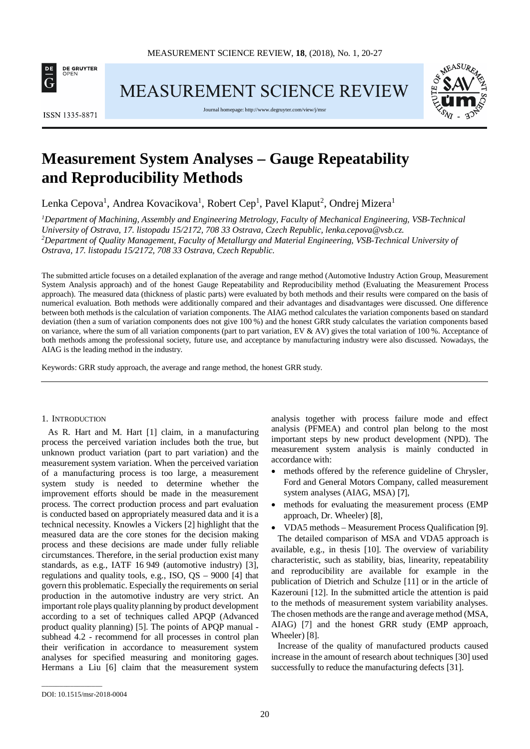# Measurement System Analyses – Gauge Repeatability and Reproducibility Methods

Lenka Cepova[1], Andrea Kovacikova[1], Robert Cep[1], Pavel Klaput[2], Ondrej Mizera[1]

*[1]Department of Machining, Assembly and Engineering Metrology, Faculty of Mechanical Engineering, VSB-Technical University of Ostrava, 17. listopadu 15/2172, 708 33 Ostrava, Czech Republic, lenka.cepova@vsb.cz.*
*[2]Department of Quality Management, Faculty of Metallurgy and Material Engineering, VSB-Technical University of Ostrava, 17. listopadu 15/2172, 708 33 Ostrava, Czech Republic.*

The submitted article focuses on a detailed explanation of the average and range method (Automotive Industry Action Group, Measurement System Analysis approach) and of the honest Gauge Repeatability and Reproducibility method (Evaluating the Measurement Process approach). The measured data (thickness of plastic parts) were evaluated by both methods and their results were compared on the basis of numerical evaluation. Both methods were additionally compared and their advantages and disadvantages were discussed. One difference between both methods is the calculation of variation components. The AIAG method calculates the variation components based on standard deviation (then a sum of variation components does not give 100 %) and the honest GRR study calculates the variation components based on variance, where the sum of all variation components (part to part variation, EV & AV) gives the total variation of 100 %. Acceptance of both methods among the professional society, future use, and acceptance by manufacturing industry were also discussed. Nowadays, the AIAG is the leading method in the industry.

Keywords: GRR study approach, the average and range method, the honest GRR study.

## 1. Introduction

As R. Hart and M. Hart [1] claim, in a manufacturing process the perceived variation includes both the true, but unknown product variation (part to part variation) and the measurement system variation. When the perceived variation of a manufacturing process is too large, a measurement system study is needed to determine whether the improvement efforts should be made in the measurement process. The correct production process and part evaluation is conducted based on appropriately measured data and it is a technical necessity. Knowles a Vickers [2] highlight that the measured data are the core stones for the decision making process and these decisions are made under fully reliable circumstances. Therefore, in the serial production exist many standards, as e.g., IATF 16 949 (automotive industry) [3], regulations and quality tools, e.g., ISO, QS – 9000 [4] that govern this problematic. Especially the requirements on serial production in the automotive industry are very strict. An important role plays quality planning by product development according to a set of techniques called APQP (Advanced product quality planning) [5]. The points of APQP manual - subhead 4.2 - recommend for all processes in control plan their verification in accordance to measurement system analyses for specified measuring and monitoring gages. Hermans a Liu [6] claim that the measurement system analysis together with process failure mode and effect analysis (PFMEA) and control plan belong to the most important steps by new product development (NPD). The measurement system analysis is mainly conducted in accordance with:

- methods offered by the reference guideline of Chrysler, Ford and General Motors Company, called measurement system analyses (AIAG, MSA) [7],
- methods for evaluating the measurement process (EMP approach, Dr. Wheeler) [8],
- VDA5 methods – Measurement Process Qualification [9].

The detailed comparison of MSA and VDA5 approach is available, e.g., in thesis [10]. The overview of variability characteristic, such as stability, bias, linearity, repeatability and reproducibility are available for example in the publication of Dietrich and Schulze [11] or in the article of Kazerouni [12]. In the submitted article the attention is paid to the methods of measurement system variability analyses. The chosen methods are the range and average method (MSA, AIAG) [7] and the honest GRR study (EMP approach, Wheeler) [8].

Increase of the quality of manufactured products caused increase in the amount of research about techniques [30] used successfully to reduce the manufacturing defects [31].

DOI: 10.1515/msr-2018-0004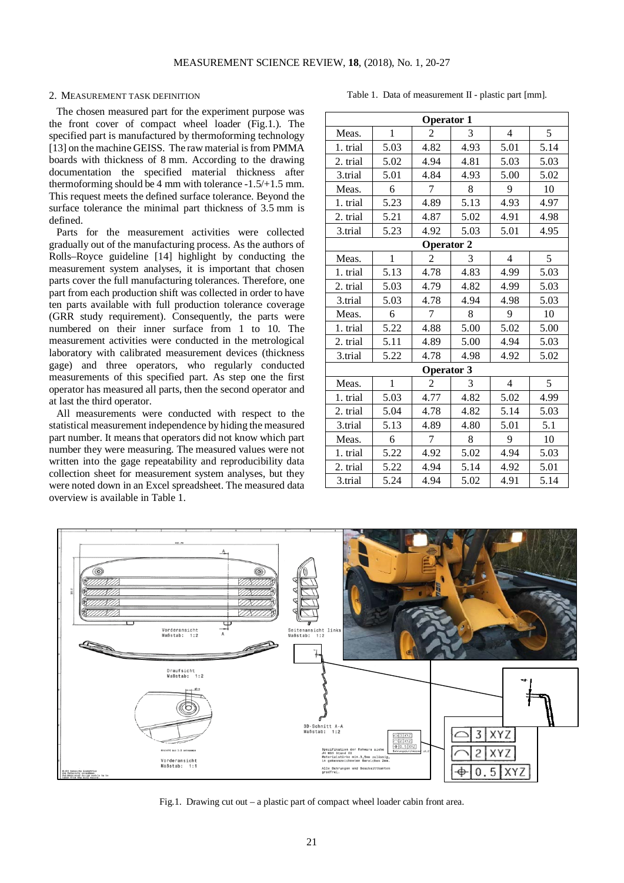## 2. Measurement task definition

The chosen measured part for the experiment purpose was the front cover of compact wheel loader (Fig.1.). The specified part is manufactured by thermoforming technology [13] on the machine GEISS. The raw material is from PMMA boards with thickness of 8 mm. According to the drawing documentation the specified material thickness after thermoforming should be 4 mm with tolerance -1.5/+1.5 mm. This request meets the defined surface tolerance. Beyond the surface tolerance the minimal part thickness of 3.5 mm is defined.

Parts for the measurement activities were collected gradually out of the manufacturing process. As the authors of Rolls–Royce guideline [14] highlight by conducting the measurement system analyses, it is important that chosen parts cover the full manufacturing tolerances. Therefore, one part from each production shift was collected in order to have ten parts available with full production tolerance coverage (GRR study requirement). Consequently, the parts were numbered on their inner surface from 1 to 10. The measurement activities were conducted in the metrological laboratory with calibrated measurement devices (thickness gage) and three operators, who regularly conducted measurements of this specified part. As step one the first operator has measured all parts, then the second operator and at last the third operator.

All measurements were conducted with respect to the statistical measurement independence by hiding the measured part number. It means that operators did not know which part number they were measuring. The measured values were not written into the gage repeatability and reproducibility data collection sheet for measurement system analyses, but they were noted down in an Excel spreadsheet. The measured data overview is available in Table 1.

Table 1. Data of measurement II - plastic part [mm].

| **Operator 1** | | | | | |
|---|---|---|---|---|---|
| Meas. | 1 | 2 | 3 | 4 | 5 |
| 1. trial | 5.03 | 4.82 | 4.93 | 5.01 | 5.14 |
| 2. trial | 5.02 | 4.94 | 4.81 | 5.03 | 5.03 |
| 3.trial | 5.01 | 4.84 | 4.93 | 5.00 | 5.02 |
| Meas. | 6 | 7 | 8 | 9 | 10 |
| 1. trial | 5.23 | 4.89 | 5.13 | 4.93 | 4.97 |
| 2. trial | 5.21 | 4.87 | 5.02 | 4.91 | 4.98 |
| 3.trial | 5.23 | 4.92 | 5.03 | 5.01 | 4.95 |
| **Operator 2** | | | | | |
| Meas. | 1 | 2 | 3 | 4 | 5 |
| 1. trial | 5.13 | 4.78 | 4.83 | 4.99 | 5.03 |
| 2. trial | 5.03 | 4.79 | 4.82 | 4.99 | 5.03 |
| 3.trial | 5.03 | 4.78 | 4.94 | 4.98 | 5.03 |
| Meas. | 6 | 7 | 8 | 9 | 10 |
| 1. trial | 5.22 | 4.88 | 5.00 | 5.02 | 5.00 |
| 2. trial | 5.11 | 4.89 | 5.00 | 4.94 | 5.03 |
| 3.trial | 5.22 | 4.78 | 4.98 | 4.92 | 5.02 |
| **Operator 3** | | | | | |
| Meas. | 1 | 2 | 3 | 4 | 5 |
| 1. trial | 5.03 | 4.77 | 4.82 | 5.02 | 4.99 |
| 2. trial | 5.04 | 4.78 | 4.82 | 5.14 | 5.03 |
| 3.trial | 5.13 | 4.89 | 4.80 | 5.01 | 5.1 |
| Meas. | 6 | 7 | 8 | 9 | 10 |
| 1. trial | 5.22 | 4.92 | 5.02 | 4.94 | 5.03 |
| 2. trial | 5.22 | 4.94 | 5.14 | 4.92 | 5.01 |
| 3.trial | 5.24 | 4.94 | 5.02 | 4.91 | 5.14 |

Fig.1. Drawing cut out – a plastic part of compact wheel loader cabin front area.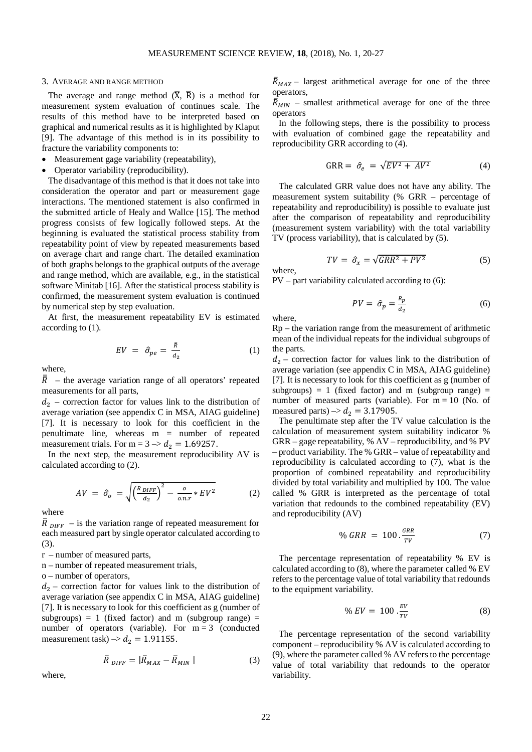## 3. Average and range method

The average and range method ($\bar{\bar{X}}$, $\bar{\bar{R}}$) is a method for measurement system evaluation of continues scale. The results of this method have to be interpreted based on graphical and numerical results as it is highlighted by Klaput [9]. The advantage of this method is in its possibility to fracture the variability components to:

- Measurement gage variability (repeatability),
- Operator variability (reproducibility).

The disadvantage of this method is that it does not take into consideration the operator and part or measurement gage interactions. The mentioned statement is also confirmed in the submitted article of Healy and Wallce [15]. The method progress consists of few logically followed steps. At the beginning is evaluated the statistical process stability from repeatability point of view by repeated measurements based on average chart and range chart. The detailed examination of both graphs belongs to the graphical outputs of the average and range method, which are available, e.g., in the statistical software Minitab [16]. After the statistical process stability is confirmed, the measurement system evaluation is continued by numerical step by step evaluation.

At first, the measurement repeatability EV is estimated according to (1).

$$EV = \hat{\sigma}_{pe} = \frac{\bar{\bar{R}}}{d_2} \tag{1}$$

where,

$\bar{\bar{R}}$ – the average variation range of all operators' repeated measurements for all parts,

$d_2$ – correction factor for values link to the distribution of average variation (see appendix C in MSA, AIAG guideline) [7]. It is necessary to look for this coefficient in the penultimate line, whereas m = number of repeated measurement trials. For m = 3 –> $d_2 = 1.69257$.

In the next step, the measurement reproducibility AV is calculated according to (2).

$$AV = \hat{\sigma}_o = \sqrt{\left(\frac{\bar{R}_{DIFF}}{d_2}\right)^2 - \frac{o}{o.n.r} * EV^2} \tag{2}$$

where

$\bar{R}_{DIFF}$ – is the variation range of repeated measurement for each measured part by single operator calculated according to (3).

r – number of measured parts,

n – number of repeated measurement trials,

o – number of operators,

$d_2$ – correction factor for values link to the distribution of average variation (see appendix C in MSA, AIAG guideline) [7]. It is necessary to look for this coefficient as g (number of subgroups) = 1 (fixed factor) and m (subgroup range) = number of operators (variable). For m = 3 (conducted measurement task) –> $d_2 = 1.91155$.

$$\bar{R}_{DIFF} = |\bar{R}_{MAX} - \bar{R}_{MIN}| \tag{3}$$

where,

$\bar{R}_{MAX}$ – largest arithmetical average for one of the three operators,

$\bar{R}_{MIN}$ – smallest arithmetical average for one of the three operators

In the following steps, there is the possibility to process with evaluation of combined gage the repeatability and reproducibility GRR according to (4).

$$\text{GRR} = \hat{\sigma}_e = \sqrt{EV^2 + AV^2} \tag{4}$$

The calculated GRR value does not have any ability. The measurement system suitability (% GRR – percentage of repeatability and reproducibility) is possible to evaluate just after the comparison of repeatability and reproducibility (measurement system variability) with the total variability TV (process variability), that is calculated by (5).

$$TV = \hat{\sigma}_x = \sqrt{GRR^2 + PV^2} \tag{5}$$

where,

PV – part variability calculated according to (6):

$$PV = \hat{\sigma}_p = \frac{R_p}{d_2} \tag{6}$$

where,

Rp – the variation range from the measurement of arithmetic mean of the individual repeats for the individual subgroups of the parts.

$d_2$ – correction factor for values link to the distribution of average variation (see appendix C in MSA, AIAG guideline) [7]. It is necessary to look for this coefficient as g (number of subgroups) = 1 (fixed factor) and m (subgroup range) = number of measured parts (variable). For m = 10 (No. of measured parts) –> $d_2 = 3.17905$.

The penultimate step after the TV value calculation is the calculation of measurement system suitability indicator % GRR – gage repeatability, % AV – reproducibility, and % PV – product variability. The % GRR – value of repeatability and reproducibility is calculated according to (7), what is the proportion of combined repeatability and reproducibility divided by total variability and multiplied by 100. The value called % GRR is interpreted as the percentage of total variation that redounds to the combined repeatability (EV) and reproducibility (AV)

$$\%\,GRR = 100\,.\frac{GRR}{TV} \tag{7}$$

The percentage representation of repeatability % EV is calculated according to (8), where the parameter called % EV refers to the percentage value of total variability that redounds to the equipment variability.

$$\%\,EV = 100\,.\frac{EV}{TV} \tag{8}$$

The percentage representation of the second variability component – reproducibility % AV is calculated according to (9), where the parameter called % AV refers to the percentage value of total variability that redounds to the operator variability.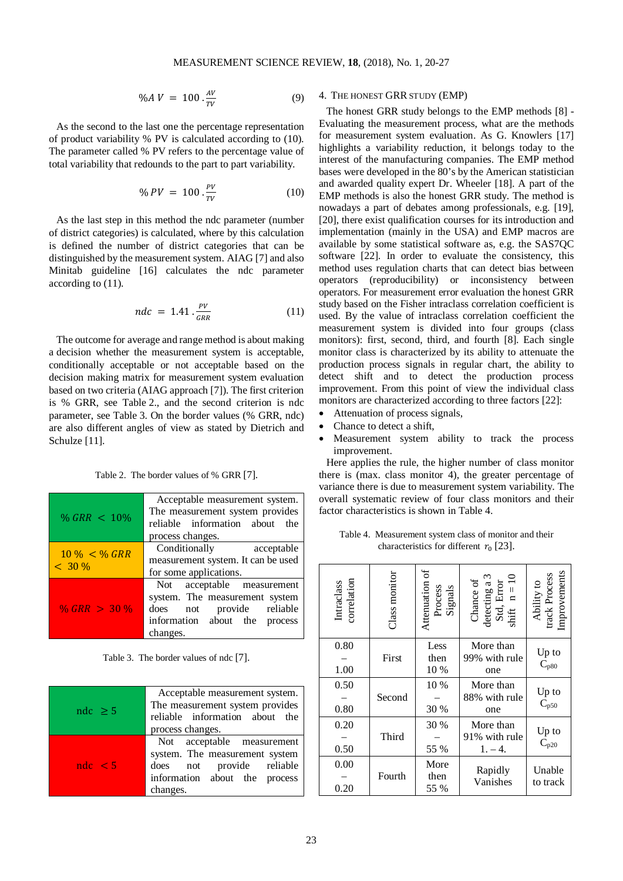$$\%AV = 100 \cdot \frac{AV}{TV} \tag{9}$$

As the second to the last one the percentage representation of product variability % PV is calculated according to (10). The parameter called % PV refers to the percentage value of total variability that redounds to the part to part variability.

$$\%PV = 100 \cdot \frac{PV}{TV} \tag{10}$$

As the last step in this method the ndc parameter (number of district categories) is calculated, where by this calculation is defined the number of district categories that can be distinguished by the measurement system. AIAG [7] and also Minitab guideline [16] calculates the ndc parameter according to (11).

$$ndc = 1.41 \cdot \frac{PV}{GRR} \tag{11}$$

The outcome for average and range method is about making a decision whether the measurement system is acceptable, conditionally acceptable or not acceptable based on the decision making matrix for measurement system evaluation based on two criteria (AIAG approach [7]). The first criterion is % GRR, see Table 2., and the second criterion is ndc parameter, see Table 3. On the border values (% GRR, ndc) are also different angles of view as stated by Dietrich and Schulze [11].

Table 2. The border values of % GRR [7].

| | |
|---|---|
| $\%GRR < 10\%$ | Acceptable measurement system. The measurement system provides reliable information about the process changes. |
| $10\% < \%GRR < 30\%$ | Conditionally acceptable measurement system. It can be used for some applications. |
| $\%GRR > 30\%$ | Not acceptable measurement system. The measurement system does not provide reliable information about the process changes. |

Table 3. The border values of ndc [7].

| | |
|---|---|
| ndc $\geq 5$ | Acceptable measurement system. The measurement system provides reliable information about the process changes. |
| ndc $< 5$ | Not acceptable measurement system. The measurement system does not provide reliable information about the process changes. |

## 4. The honest GRR study (EMP)

The honest GRR study belongs to the EMP methods [8] - Evaluating the measurement process, what are the methods for measurement system evaluation. As G. Knowlers [17] highlights a variability reduction, it belongs today to the interest of the manufacturing companies. The EMP method bases were developed in the 80's by the American statistician and awarded quality expert Dr. Wheeler [18]. A part of the EMP methods is also the honest GRR study. The method is nowadays a part of debates among professionals, e.g. [19], [20], there exist qualification courses for its introduction and implementation (mainly in the USA) and EMP macros are available by some statistical software as, e.g. the SAS7QC software [22]. In order to evaluate the consistency, this method uses regulation charts that can detect bias between operators (reproducibility) or inconsistency between operators. For measurement error evaluation the honest GRR study based on the Fisher intraclass correlation coefficient is used. By the value of intraclass correlation coefficient the measurement system is divided into four groups (class monitors): first, second, third, and fourth [8]. Each single monitor class is characterized by its ability to attenuate the production process signals in regular chart, the ability to detect shift and to detect the production process improvement. From this point of view the individual class monitors are characterized according to three factors [22]:

- Attenuation of process signals,
- Chance to detect a shift,
- Measurement system ability to track the process improvement.

Here applies the rule, the higher number of class monitor there is (max. class monitor 4), the greater percentage of variance there is due to measurement system variability. The overall systematic review of four class monitors and their factor characteristics is shown in Table 4.

Table 4. Measurement system class of monitor and their characteristics for different $r_0$ [23].

| Intraclass correlation | Class monitor | Attenuation of Process Signals | Chance of detecting a 3 Std, Error shift n = 10 | Ability to track Process Improvements |
|---|---|---|---|---|
| 0.80 – 1.00 | First | Less then 10 % | More than 99% with rule one | Up to $C_{p80}$ |
| 0.50 – 0.80 | Second | 10 % – 30 % | More than 88% with rule one | Up to $C_{p50}$ |
| 0.20 – 0.50 | Third | 30 % – 55 % | More than 91% with rule 1. – 4. | Up to $C_{p20}$ |
| 0.00 – 0.20 | Fourth | More then 55 % | Rapidly Vanishes | Unable to track |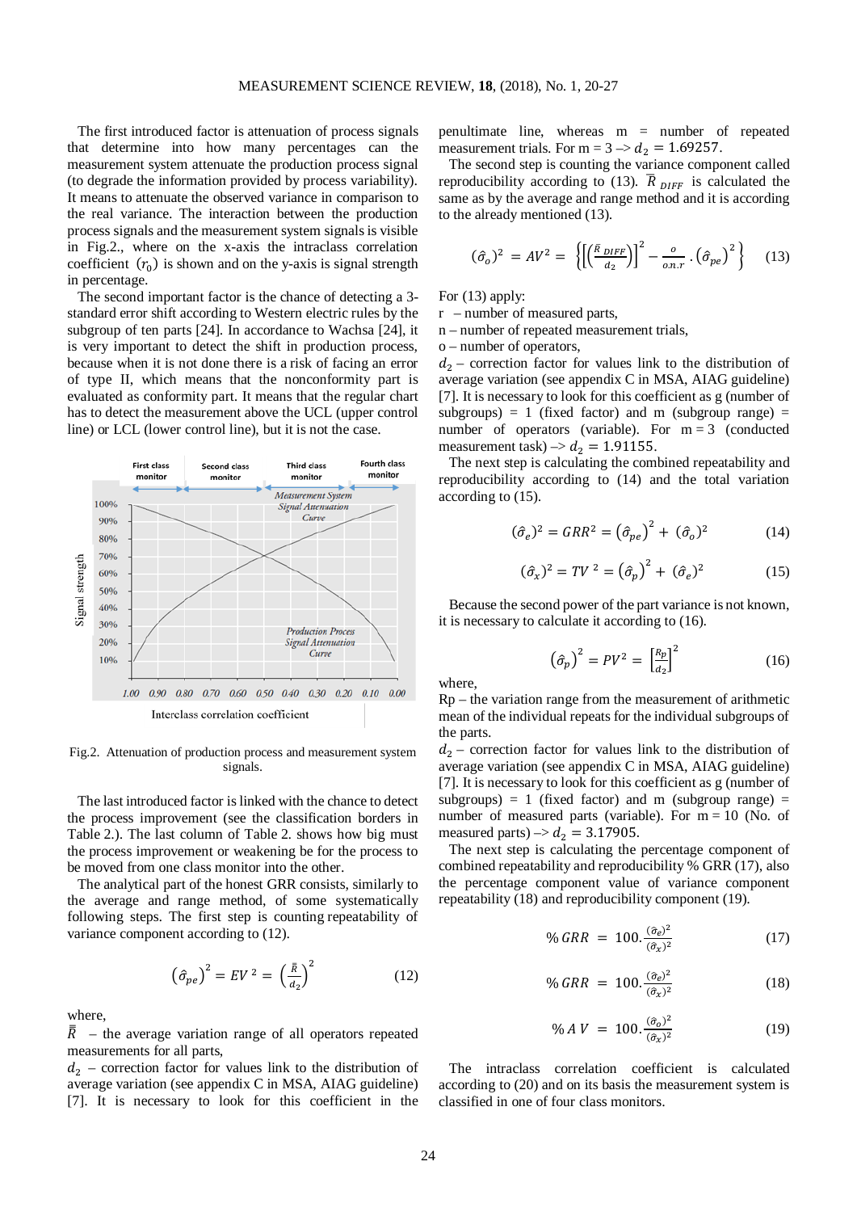The first introduced factor is attenuation of process signals that determine into how many percentages can the measurement system attenuate the production process signal (to degrade the information provided by process variability). It means to attenuate the observed variance in comparison to the real variance. The interaction between the production process signals and the measurement system signals is visible in Fig.2., where on the x-axis the intraclass correlation coefficient ($r_0$) is shown and on the y-axis is signal strength in percentage.

The second important factor is the chance of detecting a 3-standard error shift according to Western electric rules by the subgroup of ten parts [24]. In accordance to Wachsa [24], it is very important to detect the shift in production process, because when it is not done there is a risk of facing an error of type II, which means that the nonconformity part is evaluated as conformity part. It means that the regular chart has to detect the measurement above the UCL (upper control line) or LCL (lower control line), but it is not the case.

Fig.2. Attenuation of production process and measurement system signals.

The last introduced factor is linked with the chance to detect the process improvement (see the classification borders in Table 2.). The last column of Table 2. shows how big must the process improvement or weakening be for the process to be moved from one class monitor into the other.

The analytical part of the honest GRR consists, similarly to the average and range method, of some systematically following steps. The first step is counting repeatability of variance component according to (12).

$$\left(\hat{\sigma}_{pe}\right)^2 = EV^2 = \left(\frac{\bar{\bar{R}}}{d_2}\right)^2 \tag{12}$$

where,

$\bar{\bar{R}}$ – the average variation range of all operators repeated measurements for all parts,

$d_2$ – correction factor for values link to the distribution of average variation (see appendix C in MSA, AIAG guideline) [7]. It is necessary to look for this coefficient in the penultimate line, whereas m = number of repeated measurement trials. For m = 3 –> $d_2 = 1.69257$.

The second step is counting the variance component called reproducibility according to (13). $\bar{R}_{DIFF}$ is calculated the same as by the average and range method and it is according to the already mentioned (13).

$$(\hat{\sigma}_o)^2 = AV^2 = \left\{\left[\left(\frac{\bar{R}_{DIFF}}{d_2}\right)\right]^2 - \frac{o}{o.n.r}\cdot\left(\hat{\sigma}_{pe}\right)^2\right\} \tag{13}$$

For (13) apply:

r – number of measured parts,

n – number of repeated measurement trials,

o – number of operators,

$d_2$ – correction factor for values link to the distribution of average variation (see appendix C in MSA, AIAG guideline) [7]. It is necessary to look for this coefficient as g (number of subgroups) = 1 (fixed factor) and m (subgroup range) = number of operators (variable). For m = 3 (conducted measurement task) –> $d_2 = 1.91155$.

The next step is calculating the combined repeatability and reproducibility according to (14) and the total variation according to (15).

$$(\hat{\sigma}_e)^2 = GRR^2 = \left(\hat{\sigma}_{pe}\right)^2 + (\hat{\sigma}_o)^2 \tag{14}$$

$$(\hat{\sigma}_x)^2 = TV^2 = \left(\hat{\sigma}_p\right)^2 + (\hat{\sigma}_e)^2 \tag{15}$$

Because the second power of the part variance is not known, it is necessary to calculate it according to (16).

$$\left(\hat{\sigma}_p\right)^2 = PV^2 = \left[\frac{R_p}{d_2}\right]^2 \tag{16}$$

where,

Rp – the variation range from the measurement of arithmetic mean of the individual repeats for the individual subgroups of the parts.

$d_2$ – correction factor for values link to the distribution of average variation (see appendix C in MSA, AIAG guideline) [7]. It is necessary to look for this coefficient as g (number of subgroups) = 1 (fixed factor) and m (subgroup range) = number of measured parts (variable). For m = 10 (No. of measured parts) –> $d_2 = 3.17905$.

The next step is calculating the percentage component of combined repeatability and reproducibility % GRR (17), also the percentage component value of variance component repeatability (18) and reproducibility component (19).

$$\%\,GRR = 100.\frac{(\hat{\sigma}_e)^2}{(\hat{\sigma}_x)^2} \tag{17}$$

$$\%\,GRR = 100.\frac{(\hat{\sigma}_e)^2}{(\hat{\sigma}_x)^2} \tag{18}$$

$$\%\,A\,V = 100.\frac{(\hat{\sigma}_o)^2}{(\hat{\sigma}_x)^2} \tag{19}$$

The intraclass correlation coefficient is calculated according to (20) and on its basis the measurement system is classified in one of four class monitors.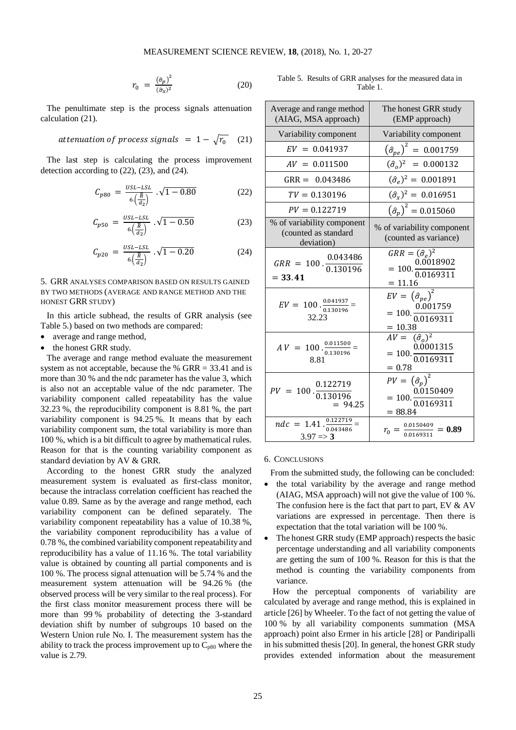$$r_0 = \frac{(\hat{\sigma}_p)^2}{(\hat{\sigma}_x)^2} \quad (20)$$

The penultimate step is the process signals attenuation calculation (21).

$$attenuation\ of\ process\ signals = 1 - \sqrt{r_0} \quad (21)$$

The last step is calculating the process improvement detection according to (22), (23), and (24).

$$C_{p80} = \frac{USL-LSL}{6.\left(\frac{\bar{R}}{d_2}\right)} . \sqrt{1-0.80} \quad (22)$$

$$C_{p50} = \frac{USL-LSL}{6.\left(\frac{\bar{R}}{d_2}\right)} . \sqrt{1-0.50} \quad (23)$$

$$C_{p20} = \frac{USL-LSL}{6.\left(\frac{\bar{R}}{d_2}\right)} . \sqrt{1-0.20} \quad (24)$$

## 5. GRR analyses comparison based on results gained by two methods (average and range method and the honest GRR study)

In this article subhead, the results of GRR analysis (see Table 5.) based on two methods are compared:

- average and range method,
- the honest GRR study.

The average and range method evaluate the measurement system as not acceptable, because the % GRR = 33.41 and is more than 30 % and the ndc parameter has the value 3, which is also not an acceptable value of the ndc parameter. The variability component called repeatability has the value 32.23 %, the reproducibility component is 8.81 %, the part variability component is 94.25 %. It means that by each variability component sum, the total variability is more than 100 %, which is a bit difficult to agree by mathematical rules. Reason for that is the counting variability component as standard deviation by AV & GRR.

According to the honest GRR study the analyzed measurement system is evaluated as first-class monitor, because the intraclass correlation coefficient has reached the value 0.89. Same as by the average and range method, each variability component can be defined separately. The variability component repeatability has a value of 10.38 %, the variability component reproducibility has a value of 0.78 %, the combined variability component repeatability and reproducibility has a value of 11.16 %. The total variability value is obtained by counting all partial components and is 100 %. The process signal attenuation will be 5.74 % and the measurement system attenuation will be 94.26 % (the observed process will be very similar to the real process). For the first class monitor measurement process there will be more than 99 % probability of detecting the 3-standard deviation shift by number of subgroups 10 based on the Western Union rule No. I. The measurement system has the ability to track the process improvement up to $C_{p80}$ where the value is 2.79.

Table 5. Results of GRR analyses for the measured data in Table 1.

| Average and range method (AIAG, MSA approach) | The honest GRR study (EMP approach) |
|---|---|
| Variability component | Variability component |
| $EV = 0.041937$ | $(\hat{\sigma}_{pe})^2 = 0.001759$ |
| $AV = 0.011500$ | $(\hat{\sigma}_o)^2 = 0.000132$ |
| $GRR = 0.043486$ | $(\hat{\sigma}_e)^2 = 0.001891$ |
| $TV = 0.130196$ | $(\hat{\sigma}_x)^2 = 0.016951$ |
| $PV = 0.122719$ | $(\hat{\sigma}_p)^2 = 0.015060$ |
| % of variability component (counted as standard deviation) | % of variability component (counted as variance) |
| $GRR = 100 . \frac{0.043486}{0.130196} = \mathbf{33.41}$ | $GRR = (\hat{\sigma}_e)^2 = 100.\frac{0.0018902}{0.0169311} = 11.16$ |
| $EV = 100 . \frac{0.041937}{0.130196} = 32.23$ | $EV = (\hat{\sigma}_{pe})^2 = 100.\frac{0.001759}{0.0169311} = 10.38$ |
| $AV = 100 . \frac{0.011500}{0.130196} = 8.81$ | $AV = (\hat{\sigma}_o)^2 = 100.\frac{0.0001315}{0.0169311} = 0.78$ |
| $PV = 100 . \frac{0.122719}{0.130196} = 94.25$ | $PV = (\hat{\sigma}_p)^2 = 100.\frac{0.0150409}{0.0169311} = 88.84$ |
| $ndc = 1.41 . \frac{0.122719}{0.043486} = 3.97 \Rightarrow \mathbf{3}$ | $r_0 = \frac{0.0150409}{0.0169311} = \mathbf{0.89}$ |

## 6. Conclusions

From the submitted study, the following can be concluded:

- the total variability by the average and range method (AIAG, MSA approach) will not give the value of 100 %. The confusion here is the fact that part to part, EV & AV variations are expressed in percentage. Then there is expectation that the total variation will be 100 %.
- The honest GRR study (EMP approach) respects the basic percentage understanding and all variability components are getting the sum of 100 %. Reason for this is that the method is counting the variability components from variance.

How the perceptual components of variability are calculated by average and range method, this is explained in article [26] by Wheeler. To the fact of not getting the value of 100 % by all variability components summation (MSA approach) point also Ermer in his article [28] or Pandiripalli in his submitted thesis [20]. In general, the honest GRR study provides extended information about the measurement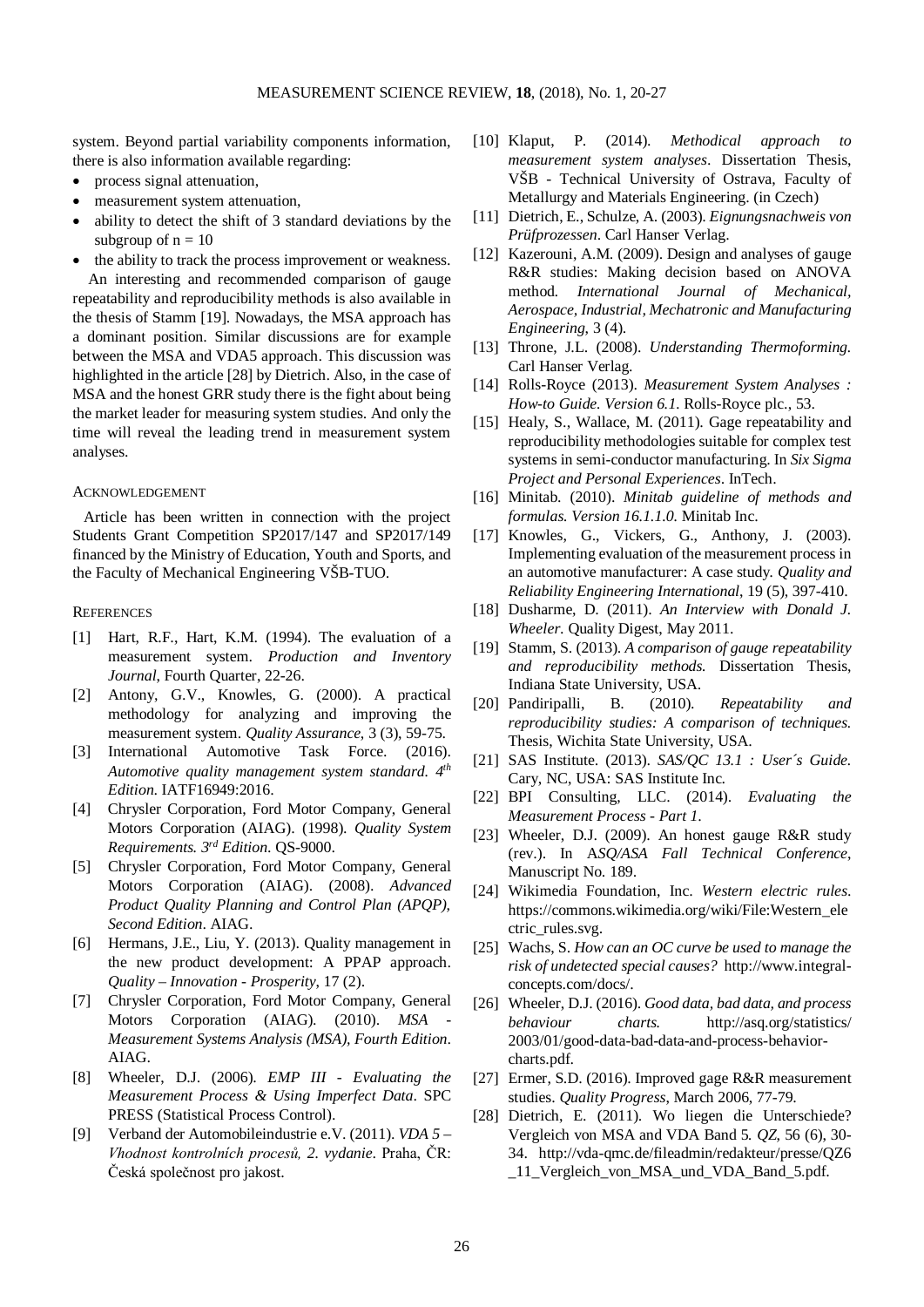system. Beyond partial variability components information, there is also information available regarding:

- process signal attenuation,
- measurement system attenuation,
- ability to detect the shift of 3 standard deviations by the subgroup of n = 10
- the ability to track the process improvement or weakness.

An interesting and recommended comparison of gauge repeatability and reproducibility methods is also available in the thesis of Stamm [19]. Nowadays, the MSA approach has a dominant position. Similar discussions are for example between the MSA and VDA5 approach. This discussion was highlighted in the article [28] by Dietrich. Also, in the case of MSA and the honest GRR study there is the fight about being the market leader for measuring system studies. And only the time will reveal the leading trend in measurement system analyses.

## Acknowledgement

Article has been written in connection with the project Students Grant Competition SP2017/147 and SP2017/149 financed by the Ministry of Education, Youth and Sports, and the Faculty of Mechanical Engineering VŠB-TUO.

## References

[1] Hart, R.F., Hart, K.M. (1994). The evaluation of a measurement system. *Production and Inventory Journal*, Fourth Quarter, 22-26.

[2] Antony, G.V., Knowles, G. (2000). A practical methodology for analyzing and improving the measurement system. *Quality Assurance*, 3 (3), 59-75.

[3] International Automotive Task Force. (2016). *Automotive quality management system standard. 4th Edition*. IATF16949:2016.

[4] Chrysler Corporation, Ford Motor Company, General Motors Corporation (AIAG). (1998). *Quality System Requirements. 3rd Edition*. QS-9000.

[5] Chrysler Corporation, Ford Motor Company, General Motors Corporation (AIAG). (2008). *Advanced Product Quality Planning and Control Plan (APQP), Second Edition*. AIAG.

[6] Hermans, J.E., Liu, Y. (2013). Quality management in the new product development: A PPAP approach. *Quality – Innovation - Prosperity*, 17 (2).

[7] Chrysler Corporation, Ford Motor Company, General Motors Corporation (AIAG). (2010). *MSA - Measurement Systems Analysis (MSA), Fourth Edition*. AIAG.

[8] Wheeler, D.J. (2006). *EMP III - Evaluating the Measurement Process & Using Imperfect Data*. SPC PRESS (Statistical Process Control).

[9] Verband der Automobileindustrie e.V. (2011). *VDA 5 – Vhodnost kontrolních procesů, 2. vydanie*. Praha, ČR: Česká společnost pro jakost.

[10] Klaput, P. (2014). *Methodical approach to measurement system analyses*. Dissertation Thesis, VŠB - Technical University of Ostrava, Faculty of Metallurgy and Materials Engineering. (in Czech)

[11] Dietrich, E., Schulze, A. (2003). *Eignungsnachweis von Prüfprozessen*. Carl Hanser Verlag.

[12] Kazerouni, A.M. (2009). Design and analyses of gauge R&R studies: Making decision based on ANOVA method. *International Journal of Mechanical, Aerospace, Industrial, Mechatronic and Manufacturing Engineering*, 3 (4).

[13] Throne, J.L. (2008). *Understanding Thermoforming*. Carl Hanser Verlag.

[14] Rolls-Royce (2013). *Measurement System Analyses : How-to Guide. Version 6.1*. Rolls-Royce plc., 53.

[15] Healy, S., Wallace, M. (2011). Gage repeatability and reproducibility methodologies suitable for complex test systems in semi-conductor manufacturing. In *Six Sigma Project and Personal Experiences*. InTech.

[16] Minitab. (2010). *Minitab guideline of methods and formulas. Version 16.1.1.0.* Minitab Inc.

[17] Knowles, G., Vickers, G., Anthony, J. (2003). Implementing evaluation of the measurement process in an automotive manufacturer: A case study. *Quality and Reliability Engineering International*, 19 (5), 397-410.

[18] Dusharme, D. (2011). *An Interview with Donald J. Wheeler.* Quality Digest, May 2011.

[19] Stamm, S. (2013). *A comparison of gauge repeatability and reproducibility methods.* Dissertation Thesis, Indiana State University, USA.

[20] Pandiripalli, B. (2010). *Repeatability and reproducibility studies: A comparison of techniques.* Thesis, Wichita State University, USA.

[21] SAS Institute. (2013). *SAS/QC 13.1 : User´s Guide.* Cary, NC, USA: SAS Institute Inc.

[22] BPI Consulting, LLC. (2014). *Evaluating the Measurement Process - Part 1.*

[23] Wheeler, D.J. (2009). An honest gauge R&R study (rev.). In *ASQ/ASA Fall Technical Conference*, Manuscript No. 189.

[24] Wikimedia Foundation, Inc. *Western electric rules*. https://commons.wikimedia.org/wiki/File:Western_electric_rules.svg.

[25] Wachs, S. *How can an OC curve be used to manage the risk of undetected special causes?* http://www.integral-concepts.com/docs/.

[26] Wheeler, D.J. (2016). *Good data, bad data, and process behaviour charts.* http://asq.org/statistics/2003/01/good-data-bad-data-and-process-behavior-charts.pdf.

[27] Ermer, S.D. (2016). Improved gage R&R measurement studies. *Quality Progress*, March 2006, 77-79.

[28] Dietrich, E. (2011). Wo liegen die Unterschiede? Vergleich von MSA and VDA Band 5. *QZ*, 56 (6), 30-34. http://vda-qmc.de/fileadmin/redakteur/presse/QZ6_11_Vergleich_von_MSA_und_VDA_Band_5.pdf.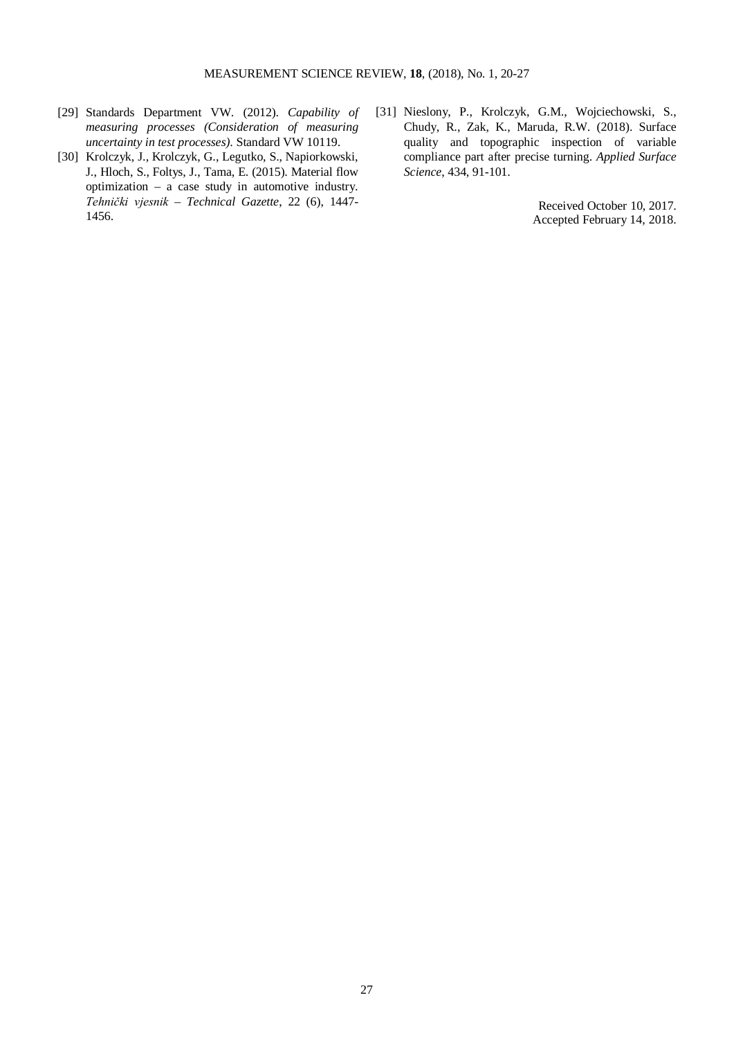[29] Standards Department VW. (2012). *Capability of measuring processes (Consideration of measuring uncertainty in test processes)*. Standard VW 10119.

[30] Krolczyk, J., Krolczyk, G., Legutko, S., Napiorkowski, J., Hloch, S., Foltys, J., Tama, E. (2015). Material flow optimization – a case study in automotive industry. *Tehnički vjesnik – Technical Gazette*, 22 (6), 1447-1456.

[31] Nieslony, P., Krolczyk, G.M., Wojciechowski, S., Chudy, R., Zak, K., Maruda, R.W. (2018). Surface quality and topographic inspection of variable compliance part after precise turning. *Applied Surface Science*, 434, 91-101.

Received October 10, 2017.
Accepted February 14, 2018.